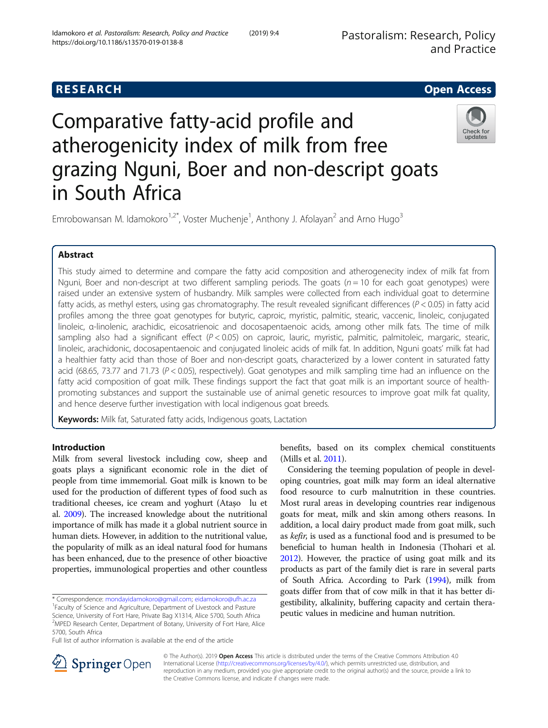RESEARCH Open Access

# Comparative fatty-acid profile and atherogenicity index of milk from free grazing Nguni, Boer and non-descript goats in South Africa

Emrobowansan M. Idamokoro[1,2*], Voster Muchenje[1], Anthony J. Afolayan[2] and Arno Hugo[3]

## Abstract

This study aimed to determine and compare the fatty acid composition and atherogenecity index of milk fat from Nguni, Boer and non-descript at two different sampling periods. The goats ($n = 10$ for each goat genotypes) were raised under an extensive system of husbandry. Milk samples were collected from each individual goat to determine fatty acids, as methyl esters, using gas chromatography. The result revealed significant differences ($P < 0.05$) in fatty acid profiles among the three goat genotypes for butyric, caproic, myristic, palmitic, stearic, vaccenic, linoleic, conjugated linoleic, α-linolenic, arachidic, eicosatrienoic and docosapentaenoic acids, among other milk fats. The time of milk sampling also had a significant effect ($P < 0.05$) on caproic, lauric, myristic, palmitic, palmitoleic, margaric, stearic, linoleic, arachidonic, docosapentaenoic and conjugated linoleic acids of milk fat. In addition, Nguni goats' milk fat had a healthier fatty acid than those of Boer and non-descript goats, characterized by a lower content in saturated fatty acid (68.65, 73.77 and 71.73 ($P < 0.05$), respectively). Goat genotypes and milk sampling time had an influence on the fatty acid composition of goat milk. These findings support the fact that goat milk is an important source of health-promoting substances and support the sustainable use of animal genetic resources to improve goat milk fat quality, and hence deserve further investigation with local indigenous goat breeds.

**Keywords:** Milk fat, Saturated fatty acids, Indigenous goats, Lactation

## Introduction

Milk from several livestock including cow, sheep and goats plays a significant economic role in the diet of people from time immemorial. Goat milk is known to be used for the production of different types of food such as traditional cheeses, ice cream and yoghurt (Atașo lu et al. 2009). The increased knowledge about the nutritional importance of milk has made it a global nutrient source in human diets. However, in addition to the nutritional value, the popularity of milk as an ideal natural food for humans has been enhanced, due to the presence of other bioactive properties, immunological properties and other countless benefits, based on its complex chemical constituents (Mills et al. 2011).

Considering the teeming population of people in developing countries, goat milk may form an ideal alternative food resource to curb malnutrition in these countries. Most rural areas in developing countries rear indigenous goats for meat, milk and skin among others reasons. In addition, a local dairy product made from goat milk, such as *kefir*, is used as a functional food and is presumed to be beneficial to human health in Indonesia (Thohari et al. 2012). However, the practice of using goat milk and its products as part of the family diet is rare in several parts of South Africa. According to Park (1994), milk from goats differ from that of cow milk in that it has better digestibility, alkalinity, buffering capacity and certain therapeutic values in medicine and human nutrition.

\* Correspondence: mondayidamokoro@gmail.com; eidamokoro@ufh.ac.za
[1]Faculty of Science and Agriculture, Department of Livestock and Pasture Science, University of Fort Hare, Private Bag X1314, Alice 5700, South Africa
[2]MPED Research Center, Department of Botany, University of Fort Hare, Alice 5700, South Africa
Full list of author information is available at the end of the article

© The Author(s). 2019 **Open Access** This article is distributed under the terms of the Creative Commons Attribution 4.0 International License (http://creativecommons.org/licenses/by/4.0/), which permits unrestricted use, distribution, and reproduction in any medium, provided you give appropriate credit to the original author(s) and the source, provide a link to the Creative Commons license, and indicate if changes were made.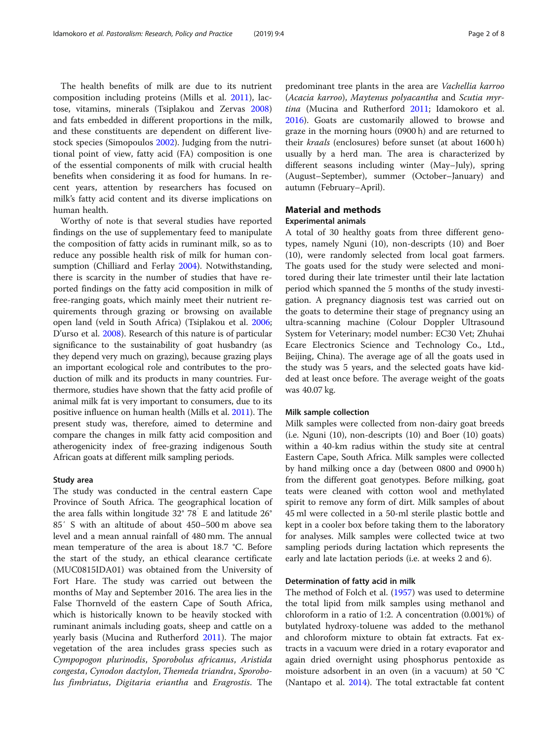The health benefits of milk are due to its nutrient composition including proteins (Mills et al. 2011), lactose, vitamins, minerals (Tsiplakou and Zervas 2008) and fats embedded in different proportions in the milk, and these constituents are dependent on different livestock species (Simopoulos 2002). Judging from the nutritional point of view, fatty acid (FA) composition is one of the essential components of milk with crucial health benefits when considering it as food for humans. In recent years, attention by researchers has focused on milk's fatty acid content and its diverse implications on human health.

Worthy of note is that several studies have reported findings on the use of supplementary feed to manipulate the composition of fatty acids in ruminant milk, so as to reduce any possible health risk of milk for human consumption (Chilliard and Ferlay 2004). Notwithstanding, there is scarcity in the number of studies that have reported findings on the fatty acid composition in milk of free-ranging goats, which mainly meet their nutrient requirements through grazing or browsing on available open land (veld in South Africa) (Tsiplakou et al. 2006; D'urso et al. 2008). Research of this nature is of particular significance to the sustainability of goat husbandry (as they depend very much on grazing), because grazing plays an important ecological role and contributes to the production of milk and its products in many countries. Furthermore, studies have shown that the fatty acid profile of animal milk fat is very important to consumers, due to its positive influence on human health (Mills et al. 2011). The present study was, therefore, aimed to determine and compare the changes in milk fatty acid composition and atherogenicity index of free-grazing indigenous South African goats at different milk sampling periods.

### Study area

The study was conducted in the central eastern Cape Province of South Africa. The geographical location of the area falls within longitude 32° 78′ E and latitude 26° 85′ S with an altitude of about 450–500 m above sea level and a mean annual rainfall of 480 mm. The annual mean temperature of the area is about 18.7 °C. Before the start of the study, an ethical clearance certificate (MUC0815IDA01) was obtained from the University of Fort Hare. The study was carried out between the months of May and September 2016. The area lies in the False Thornveld of the eastern Cape of South Africa, which is historically known to be heavily stocked with ruminant animals including goats, sheep and cattle on a yearly basis (Mucina and Rutherford 2011). The major vegetation of the area includes grass species such as *Cympopogon plurinodis*, *Sporobolus africanus*, *Aristida congesta*, *Cynodon dactylon*, *Themeda triandra*, *Sporobolus fimbriatus*, *Digitaria eriantha* and *Eragrostis*. The predominant tree plants in the area are *Vachellia karroo* (*Acacia karroo*), *Maytenus polyacantha* and *Scutia myrtina* (Mucina and Rutherford 2011; Idamokoro et al. 2016). Goats are customarily allowed to browse and graze in the morning hours (0900 h) and are returned to their *kraals* (enclosures) before sunset (at about 1600 h) usually by a herd man. The area is characterized by different seasons including winter (May–July), spring (August–September), summer (October–January) and autumn (February–April).

## Material and methods

### Experimental animals

A total of 30 healthy goats from three different genotypes, namely Nguni (10), non-descripts (10) and Boer (10), were randomly selected from local goat farmers. The goats used for the study were selected and monitored during their late trimester until their late lactation period which spanned the 5 months of the study investigation. A pregnancy diagnosis test was carried out on the goats to determine their stage of pregnancy using an ultra-scanning machine (Colour Doppler Ultrasound System for Veterinary; model number: EC30 Vet; Zhuhai Ecare Electronics Science and Technology Co., Ltd., Beijing, China). The average age of all the goats used in the study was 5 years, and the selected goats have kidded at least once before. The average weight of the goats was 40.07 kg.

### Milk sample collection

Milk samples were collected from non-dairy goat breeds (i.e. Nguni (10), non-descripts (10) and Boer (10) goats) within a 40-km radius within the study site at central Eastern Cape, South Africa. Milk samples were collected by hand milking once a day (between 0800 and 0900 h) from the different goat genotypes. Before milking, goat teats were cleaned with cotton wool and methylated spirit to remove any form of dirt. Milk samples of about 45 ml were collected in a 50-ml sterile plastic bottle and kept in a cooler box before taking them to the laboratory for analyses. Milk samples were collected twice at two sampling periods during lactation which represents the early and late lactation periods (i.e. at weeks 2 and 6).

### Determination of fatty acid in milk

The method of Folch et al. (1957) was used to determine the total lipid from milk samples using methanol and chloroform in a ratio of 1:2. A concentration (0.001%) of butylated hydroxy-toluene was added to the methanol and chloroform mixture to obtain fat extracts. Fat extracts in a vacuum were dried in a rotary evaporator and again dried overnight using phosphorus pentoxide as moisture adsorbent in an oven (in a vacuum) at 50 °C (Nantapo et al. 2014). The total extractable fat content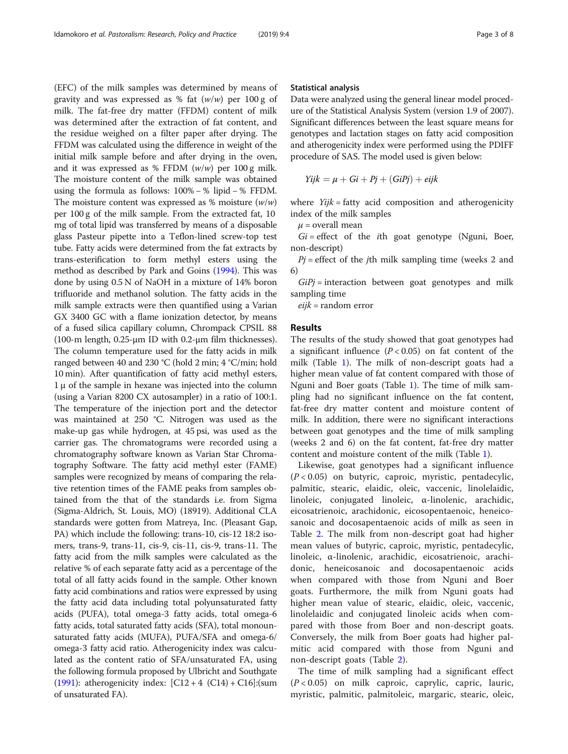(EFC) of the milk samples was determined by means of gravity and was expressed as % fat ($w/w$) per 100 g of milk. The fat-free dry matter (FFDM) content of milk was determined after the extraction of fat content, and the residue weighed on a filter paper after drying. The FFDM was calculated using the difference in weight of the initial milk sample before and after drying in the oven, and it was expressed as % FFDM ($w/w$) per 100 g milk. The moisture content of the milk sample was obtained using the formula as follows: 100% − % lipid − % FFDM. The moisture content was expressed as % moisture ($w/w$) per 100 g of the milk sample. From the extracted fat, 10 mg of total lipid was transferred by means of a disposable glass Pasteur pipette into a Teflon-lined screw-top test tube. Fatty acids were determined from the fat extracts by trans-esterification to form methyl esters using the method as described by Park and Goins (1994). This was done by using 0.5 N of NaOH in a mixture of 14% boron trifluoride and methanol solution. The fatty acids in the milk sample extracts were then quantified using a Varian GX 3400 GC with a flame ionization detector, by means of a fused silica capillary column, Chrompack CPSIL 88 (100-m length, 0.25-μm ID with 0.2-μm film thicknesses). The column temperature used for the fatty acids in milk ranged between 40 and 230 °C (hold 2 min; 4 °C/min; hold 10 min). After quantification of fatty acid methyl esters, 1 μ of the sample in hexane was injected into the column (using a Varian 8200 CX autosampler) in a ratio of 100:1. The temperature of the injection port and the detector was maintained at 250 °C. Nitrogen was used as the make-up gas while hydrogen, at 45 psi, was used as the carrier gas. The chromatograms were recorded using a chromatography software known as Varian Star Chromatography Software. The fatty acid methyl ester (FAME) samples were recognized by means of comparing the relative retention times of the FAME peaks from samples obtained from the that of the standards i.e. from Sigma (Sigma-Aldrich, St. Louis, MO) (18919). Additional CLA standards were gotten from Matreya, Inc. (Pleasant Gap, PA) which include the following: trans-10, cis-12 18:2 isomers, trans-9, trans-11, cis-9, cis-11, cis-9, trans-11. The fatty acid from the milk samples were calculated as the relative % of each separate fatty acid as a percentage of the total of all fatty acids found in the sample. Other known fatty acid combinations and ratios were expressed by using the fatty acid data including total polyunsaturated fatty acids (PUFA), total omega-3 fatty acids, total omega-6 fatty acids, total saturated fatty acids (SFA), total monounsaturated fatty acids (MUFA), PUFA/SFA and omega-6/omega-3 fatty acid ratio. Atherogenicity index was calculated as the content ratio of SFA/unsaturated FA, using the following formula proposed by Ulbricht and Southgate (1991): atherogenicity index: [C12 + 4 (C14) + C16]:(sum of unsaturated FA).

### Statistical analysis

Data were analyzed using the general linear model procedure of the Statistical Analysis System (version 1.9 of 2007). Significant differences between the least square means for genotypes and lactation stages on fatty acid composition and atherogenicity index were performed using the PDIFF procedure of SAS. The model used is given below:

$$Yijk = \mu + Gi + Pj + (GiPj) + eijk$$

where $Yijk$ = fatty acid composition and atherogenicity index of the milk samples

$\mu$ = overall mean

$Gi$ = effect of the $i$th goat genotype (Nguni, Boer, non-descript)

$Pj$ = effect of the $j$th milk sampling time (weeks 2 and 6)

$GiPj$ = interaction between goat genotypes and milk sampling time

$eijk$ = random error

## Results

The results of the study showed that goat genotypes had a significant influence ($P < 0.05$) on fat content of the milk (Table 1). The milk of non-descript goats had a higher mean value of fat content compared with those of Nguni and Boer goats (Table 1). The time of milk sampling had no significant influence on the fat content, fat-free dry matter content and moisture content of milk. In addition, there were no significant interactions between goat genotypes and the time of milk sampling (weeks 2 and 6) on the fat content, fat-free dry matter content and moisture content of the milk (Table 1).

Likewise, goat genotypes had a significant influence ($P < 0.05$) on butyric, caproic, myristic, pentadecylic, palmitic, stearic, elaidic, oleic, vaccenic, linolelaidic, linoleic, conjugated linoleic, α-linolenic, arachidic, eicosatrienoic, arachidonic, eicosopentaenoic, heneicosanoic and docosapentaenoic acids of milk as seen in Table 2. The milk from non-descript goat had higher mean values of butyric, caproic, myristic, pentadecylic, linoleic, α-linolenic, arachidic, eicosatrienoic, arachidonic, heneicosanoic and docosapentaenoic acids when compared with those from Nguni and Boer goats. Furthermore, the milk from Nguni goats had higher mean value of stearic, elaidic, oleic, vaccenic, linolelaidic and conjugated linoleic acids when compared with those from Boer and non-descript goats. Conversely, the milk from Boer goats had higher palmitic acid compared with those from Nguni and non-descript goats (Table 2).

The time of milk sampling had a significant effect ($P < 0.05$) on milk caproic, caprylic, capric, lauric, myristic, palmitic, palmitoleic, margaric, stearic, oleic,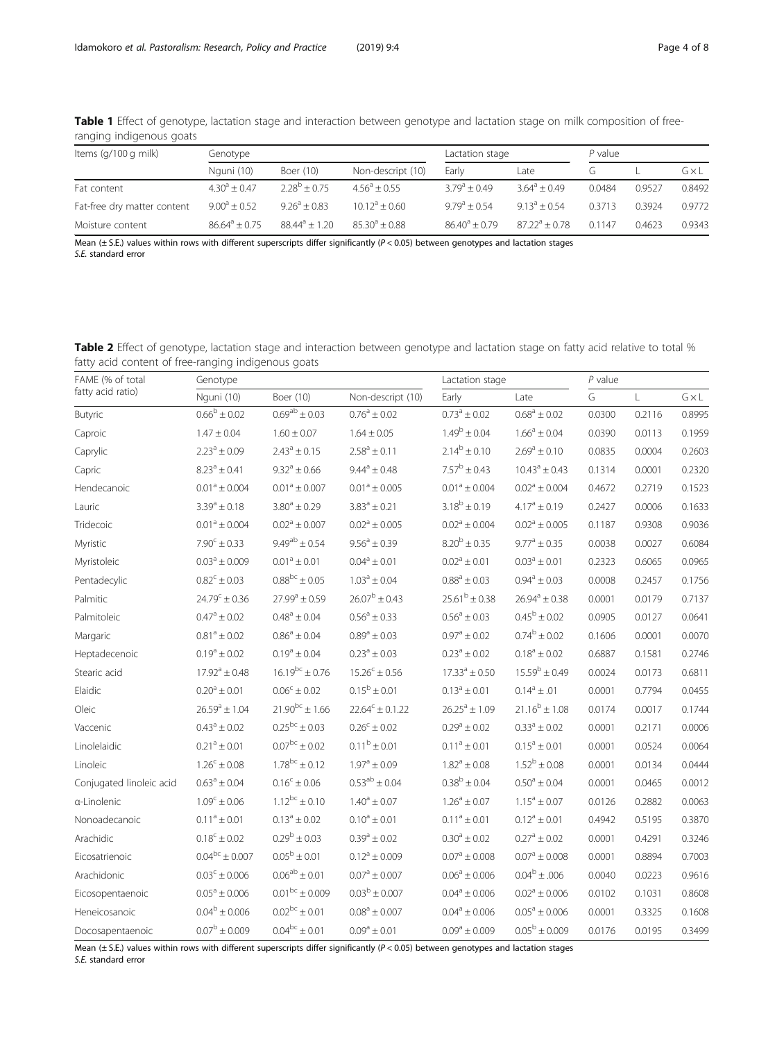**Table 1** Effect of genotype, lactation stage and interaction between genotype and lactation stage on milk composition of free-ranging indigenous goats

| Items (g/100 g milk) | Genotype | | | Lactation stage | | *P* value | | |
|---|---|---|---|---|---|---|---|---|
| | Nguni (10) | Boer (10) | Non-descript (10) | Early | Late | G | L | G × L |
| Fat content | $4.30^{a} \pm 0.47$ | $2.28^{b} \pm 0.75$ | $4.56^{a} \pm 0.55$ | $3.79^{a} \pm 0.49$ | $3.64^{a} \pm 0.49$ | 0.0484 | 0.9527 | 0.8492 |
| Fat-free dry matter content | $9.00^{a} \pm 0.52$ | $9.26^{a} \pm 0.83$ | $10.12^{a} \pm 0.60$ | $9.79^{a} \pm 0.54$ | $9.13^{a} \pm 0.54$ | 0.3713 | 0.3924 | 0.9772 |
| Moisture content | $86.64^{a} \pm 0.75$ | $88.44^{a} \pm 1.20$ | $85.30^{a} \pm 0.88$ | $86.40^{a} \pm 0.79$ | $87.22^{a} \pm 0.78$ | 0.1147 | 0.4623 | 0.9343 |

Mean (± S.E.) values within rows with different superscripts differ significantly ($P < 0.05$) between genotypes and lactation stages
*S.E.* standard error

**Table 2** Effect of genotype, lactation stage and interaction between genotype and lactation stage on fatty acid relative to total % fatty acid content of free-ranging indigenous goats

| FAME (% of total fatty acid ratio) | Genotype | | | Lactation stage | | *P* value | | |
|---|---|---|---|---|---|---|---|---|
| | Nguni (10) | Boer (10) | Non-descript (10) | Early | Late | G | L | G × L |
| Butyric | $0.66^{b} \pm 0.02$ | $0.69^{ab} \pm 0.03$ | $0.76^{a} \pm 0.02$ | $0.73^{a} \pm 0.02$ | $0.68^{a} \pm 0.02$ | 0.0300 | 0.2116 | 0.8995 |
| Caproic | $1.47 \pm 0.04$ | $1.60 \pm 0.07$ | $1.64 \pm 0.05$ | $1.49^{b} \pm 0.04$ | $1.66^{a} \pm 0.04$ | 0.0390 | 0.0113 | 0.1959 |
| Caprylic | $2.23^{a} \pm 0.09$ | $2.43^{a} \pm 0.15$ | $2.58^{a} \pm 0.11$ | $2.14^{b} \pm 0.10$ | $2.69^{a} \pm 0.10$ | 0.0835 | 0.0004 | 0.2603 |
| Capric | $8.23^{a} \pm 0.41$ | $9.32^{a} \pm 0.66$ | $9.44^{a} \pm 0.48$ | $7.57^{b} \pm 0.43$ | $10.43^{a} \pm 0.43$ | 0.1314 | 0.0001 | 0.2320 |
| Hendecanoic | $0.01^{a} \pm 0.004$ | $0.01^{a} \pm 0.007$ | $0.01^{a} \pm 0.005$ | $0.01^{a} \pm 0.004$ | $0.02^{a} \pm 0.004$ | 0.4672 | 0.2719 | 0.1523 |
| Lauric | $3.39^{a} \pm 0.18$ | $3.80^{a} \pm 0.29$ | $3.83^{a} \pm 0.21$ | $3.18^{b} \pm 0.19$ | $4.17^{a} \pm 0.19$ | 0.2427 | 0.0006 | 0.1633 |
| Tridecoic | $0.01^{a} \pm 0.004$ | $0.02^{a} \pm 0.007$ | $0.02^{a} \pm 0.005$ | $0.02^{a} \pm 0.004$ | $0.02^{a} \pm 0.005$ | 0.1187 | 0.9308 | 0.9036 |
| Myristic | $7.90^{c} \pm 0.33$ | $9.49^{ab} \pm 0.54$ | $9.56^{a} \pm 0.39$ | $8.20^{b} \pm 0.35$ | $9.77^{a} \pm 0.35$ | 0.0038 | 0.0027 | 0.6084 |
| Myristoleic | $0.03^{a} \pm 0.009$ | $0.01^{a} \pm 0.01$ | $0.04^{a} \pm 0.01$ | $0.02^{a} \pm 0.01$ | $0.03^{a} \pm 0.01$ | 0.2323 | 0.6065 | 0.0965 |
| Pentadecylic | $0.82^{c} \pm 0.03$ | $0.88^{bc} \pm 0.05$ | $1.03^{a} \pm 0.04$ | $0.88^{a} \pm 0.03$ | $0.94^{a} \pm 0.03$ | 0.0008 | 0.2457 | 0.1756 |
| Palmitic | $24.79^{c} \pm 0.36$ | $27.99^{a} \pm 0.59$ | $26.07^{b} \pm 0.43$ | $25.61^{b} \pm 0.38$ | $26.94^{a} \pm 0.38$ | 0.0001 | 0.0179 | 0.7137 |
| Palmitoleic | $0.47^{a} \pm 0.02$ | $0.48^{a} \pm 0.04$ | $0.56^{a} \pm 0.33$ | $0.56^{a} \pm 0.03$ | $0.45^{b} \pm 0.02$ | 0.0905 | 0.0127 | 0.0641 |
| Margaric | $0.81^{a} \pm 0.02$ | $0.86^{a} \pm 0.04$ | $0.89^{a} \pm 0.03$ | $0.97^{a} \pm 0.02$ | $0.74^{b} \pm 0.02$ | 0.1606 | 0.0001 | 0.0070 |
| Heptadecenoic | $0.19^{a} \pm 0.02$ | $0.19^{a} \pm 0.04$ | $0.23^{a} \pm 0.03$ | $0.23^{a} \pm 0.02$ | $0.18^{a} \pm 0.02$ | 0.6887 | 0.1581 | 0.2746 |
| Stearic acid | $17.92^{a} \pm 0.48$ | $16.19^{bc} \pm 0.76$ | $15.26^{c} \pm 0.56$ | $17.33^{a} \pm 0.50$ | $15.59^{b} \pm 0.49$ | 0.0024 | 0.0173 | 0.6811 |
| Elaidic | $0.20^{a} \pm 0.01$ | $0.06^{c} \pm 0.02$ | $0.15^{b} \pm 0.01$ | $0.13^{a} \pm 0.01$ | $0.14^{a} \pm .01$ | 0.0001 | 0.7794 | 0.0455 |
| Oleic | $26.59^{a} \pm 1.04$ | $21.90^{bc} \pm 1.66$ | $22.64^{c} \pm 0.1.22$ | $26.25^{a} \pm 1.09$ | $21.16^{b} \pm 1.08$ | 0.0174 | 0.0017 | 0.1744 |
| Vaccenic | $0.43^{a} \pm 0.02$ | $0.25^{bc} \pm 0.03$ | $0.26^{c} \pm 0.02$ | $0.29^{a} \pm 0.02$ | $0.33^{a} \pm 0.02$ | 0.0001 | 0.2171 | 0.0006 |
| Linolelaidic | $0.21^{a} \pm 0.01$ | $0.07^{bc} \pm 0.02$ | $0.11^{b} \pm 0.01$ | $0.11^{a} \pm 0.01$ | $0.15^{a} \pm 0.01$ | 0.0001 | 0.0524 | 0.0064 |
| Linoleic | $1.26^{c} \pm 0.08$ | $1.78^{bc} \pm 0.12$ | $1.97^{a} \pm 0.09$ | $1.82^{a} \pm 0.08$ | $1.52^{b} \pm 0.08$ | 0.0001 | 0.0134 | 0.0444 |
| Conjugated linoleic acid | $0.63^{a} \pm 0.04$ | $0.16^{c} \pm 0.06$ | $0.53^{ab} \pm 0.04$ | $0.38^{b} \pm 0.04$ | $0.50^{a} \pm 0.04$ | 0.0001 | 0.0465 | 0.0012 |
| α-Linolenic | $1.09^{c} \pm 0.06$ | $1.12^{bc} \pm 0.10$ | $1.40^{a} \pm 0.07$ | $1.26^{a} \pm 0.07$ | $1.15^{a} \pm 0.07$ | 0.0126 | 0.2882 | 0.0063 |
| Nonoadecanoic | $0.11^{a} \pm 0.01$ | $0.13^{a} \pm 0.02$ | $0.10^{a} \pm 0.01$ | $0.11^{a} \pm 0.01$ | $0.12^{a} \pm 0.01$ | 0.4942 | 0.5195 | 0.3870 |
| Arachidic | $0.18^{c} \pm 0.02$ | $0.29^{b} \pm 0.03$ | $0.39^{a} \pm 0.02$ | $0.30^{a} \pm 0.02$ | $0.27^{a} \pm 0.02$ | 0.0001 | 0.4291 | 0.3246 |
| Eicosatrienoic | $0.04^{bc} \pm 0.007$ | $0.05^{b} \pm 0.01$ | $0.12^{a} \pm 0.009$ | $0.07^{a} \pm 0.008$ | $0.07^{a} \pm 0.008$ | 0.0001 | 0.8894 | 0.7003 |
| Arachidonic | $0.03^{c} \pm 0.006$ | $0.06^{ab} \pm 0.01$ | $0.07^{a} \pm 0.007$ | $0.06^{a} \pm 0.006$ | $0.04^{b} \pm .006$ | 0.0040 | 0.0223 | 0.9616 |
| Eicosopentaenoic | $0.05^{a} \pm 0.006$ | $0.01^{bc} \pm 0.009$ | $0.03^{b} \pm 0.007$ | $0.04^{a} \pm 0.006$ | $0.02^{a} \pm 0.006$ | 0.0102 | 0.1031 | 0.8608 |
| Heneicosanoic | $0.04^{b} \pm 0.006$ | $0.02^{bc} \pm 0.01$ | $0.08^{a} \pm 0.007$ | $0.04^{a} \pm 0.006$ | $0.05^{a} \pm 0.006$ | 0.0001 | 0.3325 | 0.1608 |
| Docosapentaenoic | $0.07^{b} \pm 0.009$ | $0.04^{bc} \pm 0.01$ | $0.09^{a} \pm 0.01$ | $0.09^{a} \pm 0.009$ | $0.05^{b} \pm 0.009$ | 0.0176 | 0.0195 | 0.3499 |

Mean (± S.E.) values within rows with different superscripts differ significantly ($P < 0.05$) between genotypes and lactation stages
*S.E.* standard error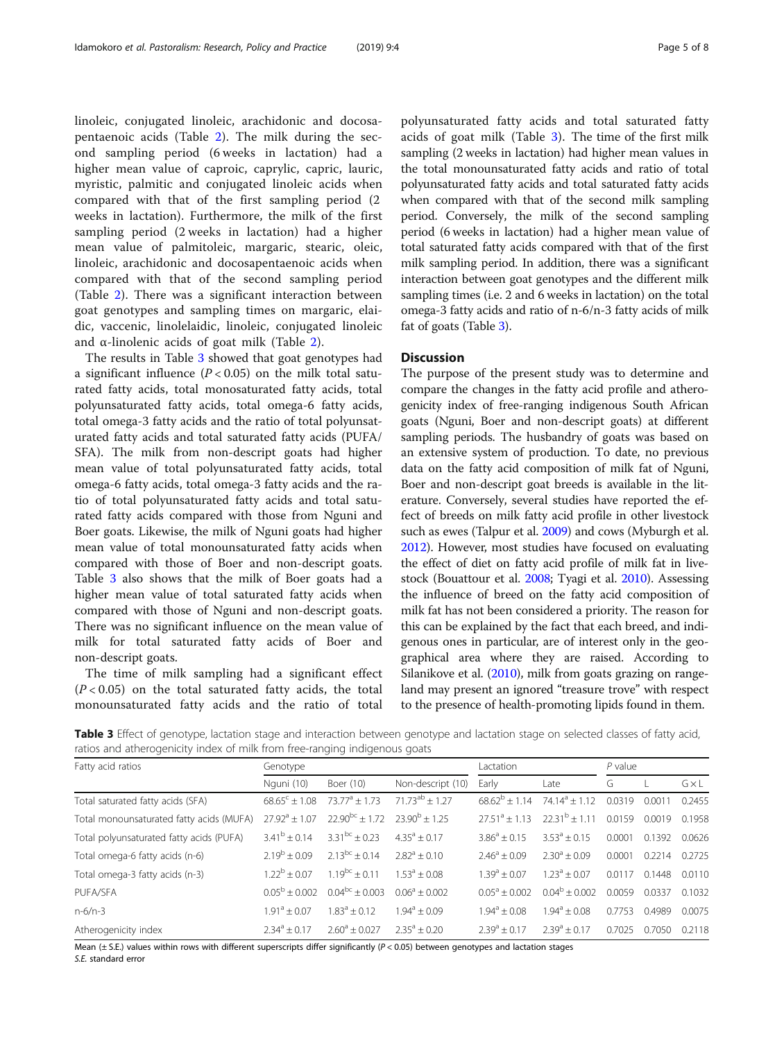linoleic, conjugated linoleic, arachidonic and docosapentaenoic acids (Table 2). The milk during the second sampling period (6 weeks in lactation) had a higher mean value of caproic, caprylic, capric, lauric, myristic, palmitic and conjugated linoleic acids when compared with that of the first sampling period (2 weeks in lactation). Furthermore, the milk of the first sampling period (2 weeks in lactation) had a higher mean value of palmitoleic, margaric, stearic, oleic, linoleic, arachidonic and docosapentaenoic acids when compared with that of the second sampling period (Table 2). There was a significant interaction between goat genotypes and sampling times on margaric, elaidic, vaccenic, linolelaidic, linoleic, conjugated linoleic and α-linolenic acids of goat milk (Table 2).

The results in Table 3 showed that goat genotypes had a significant influence ($P < 0.05$) on the milk total saturated fatty acids, total monosaturated fatty acids, total polyunsaturated fatty acids, total omega-6 fatty acids, total omega-3 fatty acids and the ratio of total polyunsaturated fatty acids and total saturated fatty acids (PUFA/SFA). The milk from non-descript goats had higher mean value of total polyunsaturated fatty acids, total omega-6 fatty acids, total omega-3 fatty acids and the ratio of total polyunsaturated fatty acids and total saturated fatty acids compared with those from Nguni and Boer goats. Likewise, the milk of Nguni goats had higher mean value of total monounsaturated fatty acids when compared with those of Boer and non-descript goats. Table 3 also shows that the milk of Boer goats had a higher mean value of total saturated fatty acids when compared with those of Nguni and non-descript goats. There was no significant influence on the mean value of milk for total saturated fatty acids of Boer and non-descript goats.

The time of milk sampling had a significant effect ($P < 0.05$) on the total saturated fatty acids, the total monounsaturated fatty acids and the ratio of total polyunsaturated fatty acids and total saturated fatty acids of goat milk (Table 3). The time of the first milk sampling (2 weeks in lactation) had higher mean values in the total monounsaturated fatty acids and ratio of total polyunsaturated fatty acids and total saturated fatty acids when compared with that of the second milk sampling period. Conversely, the milk of the second sampling period (6 weeks in lactation) had a higher mean value of total saturated fatty acids compared with that of the first milk sampling period. In addition, there was a significant interaction between goat genotypes and the different milk sampling times (i.e. 2 and 6 weeks in lactation) on the total omega-3 fatty acids and ratio of n-6/n-3 fatty acids of milk fat of goats (Table 3).

## Discussion

The purpose of the present study was to determine and compare the changes in the fatty acid profile and atherogenicity index of free-ranging indigenous South African goats (Nguni, Boer and non-descript goats) at different sampling periods. The husbandry of goats was based on an extensive system of production. To date, no previous data on the fatty acid composition of milk fat of Nguni, Boer and non-descript goat breeds is available in the literature. Conversely, several studies have reported the effect of breeds on milk fatty acid profile in other livestock such as ewes (Talpur et al. 2009) and cows (Myburgh et al. 2012). However, most studies have focused on evaluating the effect of diet on fatty acid profile of milk fat in livestock (Bouattour et al. 2008; Tyagi et al. 2010). Assessing the influence of breed on the fatty acid composition of milk fat has not been considered a priority. The reason for this can be explained by the fact that each breed, and indigenous ones in particular, are of interest only in the geographical area where they are raised. According to Silanikove et al. (2010), milk from goats grazing on rangeland may present an ignored "treasure trove" with respect to the presence of health-promoting lipids found in them.

**Table 3** Effect of genotype, lactation stage and interaction between genotype and lactation stage on selected classes of fatty acid, ratios and atherogenicity index of milk from free-ranging indigenous goats

| Fatty acid ratios | Genotype | | | Lactation | | P value | | |
|---|---|---|---|---|---|---|---|---|
| | Nguni (10) | Boer (10) | Non-descript (10) | Early | Late | G | L | G × L |
| Total saturated fatty acids (SFA) | $68.65^{c} \pm 1.08$ | $73.77^{a} \pm 1.73$ | $71.73^{ab} \pm 1.27$ | $68.62^{b} \pm 1.14$ | $74.14^{a} \pm 1.12$ | 0.0319 | 0.0011 | 0.2455 |
| Total monounsaturated fatty acids (MUFA) | $27.92^{a} \pm 1.07$ | $22.90^{bc} \pm 1.72$ | $23.90^{b} \pm 1.25$ | $27.51^{a} \pm 1.13$ | $22.31^{b} \pm 1.11$ | 0.0159 | 0.0019 | 0.1958 |
| Total polyunsaturated fatty acids (PUFA) | $3.41^{b} \pm 0.14$ | $3.31^{bc} \pm 0.23$ | $4.35^{a} \pm 0.17$ | $3.86^{a} \pm 0.15$ | $3.53^{a} \pm 0.15$ | 0.0001 | 0.1392 | 0.0626 |
| Total omega-6 fatty acids (n-6) | $2.19^{b} \pm 0.09$ | $2.13^{bc} \pm 0.14$ | $2.82^{a} \pm 0.10$ | $2.46^{a} \pm 0.09$ | $2.30^{a} \pm 0.09$ | 0.0001 | 0.2214 | 0.2725 |
| Total omega-3 fatty acids (n-3) | $1.22^{b} \pm 0.07$ | $1.19^{bc} \pm 0.11$ | $1.53^{a} \pm 0.08$ | $1.39^{a} \pm 0.07$ | $1.23^{a} \pm 0.07$ | 0.0117 | 0.1448 | 0.0110 |
| PUFA/SFA | $0.05^{b} \pm 0.002$ | $0.04^{bc} \pm 0.003$ | $0.06^{a} \pm 0.002$ | $0.05^{a} \pm 0.002$ | $0.04^{b} \pm 0.002$ | 0.0059 | 0.0337 | 0.1032 |
| n-6/n-3 | $1.91^{a} \pm 0.07$ | $1.83^{a} \pm 0.12$ | $1.94^{a} \pm 0.09$ | $1.94^{a} \pm 0.08$ | $1.94^{a} \pm 0.08$ | 0.7753 | 0.4989 | 0.0075 |
| Atherogenicity index | $2.34^{a} \pm 0.17$ | $2.60^{a} \pm 0.027$ | $2.35^{a} \pm 0.20$ | $2.39^{a} \pm 0.17$ | $2.39^{a} \pm 0.17$ | 0.7025 | 0.7050 | 0.2118 |

Mean (± S.E.) values within rows with different superscripts differ significantly ($P < 0.05$) between genotypes and lactation stages
*S.E.* standard error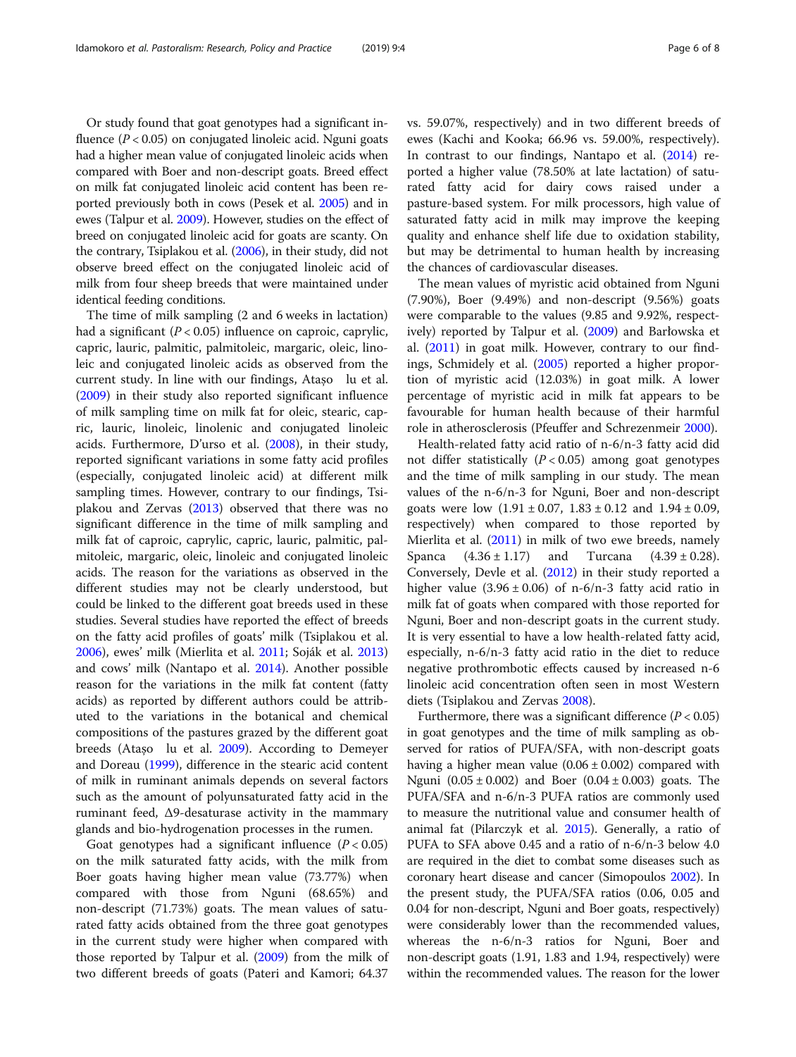Or study found that goat genotypes had a significant influence ($P < 0.05$) on conjugated linoleic acid. Nguni goats had a higher mean value of conjugated linoleic acids when compared with Boer and non-descript goats. Breed effect on milk fat conjugated linoleic acid content has been reported previously both in cows (Pesek et al. 2005) and in ewes (Talpur et al. 2009). However, studies on the effect of breed on conjugated linoleic acid for goats are scanty. On the contrary, Tsiplakou et al. (2006), in their study, did not observe breed effect on the conjugated linoleic acid of milk from four sheep breeds that were maintained under identical feeding conditions.

The time of milk sampling (2 and 6 weeks in lactation) had a significant ($P < 0.05$) influence on caproic, caprylic, capric, lauric, palmitic, palmitoleic, margaric, oleic, linoleic and conjugated linoleic acids as observed from the current study. In line with our findings, Ataşo lu et al. (2009) in their study also reported significant influence of milk sampling time on milk fat for oleic, stearic, capric, lauric, linoleic, linolenic and conjugated linoleic acids. Furthermore, D'urso et al. (2008), in their study, reported significant variations in some fatty acid profiles (especially, conjugated linoleic acid) at different milk sampling times. However, contrary to our findings, Tsiplakou and Zervas (2013) observed that there was no significant difference in the time of milk sampling and milk fat of caproic, caprylic, capric, lauric, palmitic, palmitoleic, margaric, oleic, linoleic and conjugated linoleic acids. The reason for the variations as observed in the different studies may not be clearly understood, but could be linked to the different goat breeds used in these studies. Several studies have reported the effect of breeds on the fatty acid profiles of goats' milk (Tsiplakou et al. 2006), ewes' milk (Mierlita et al. 2011; Soják et al. 2013) and cows' milk (Nantapo et al. 2014). Another possible reason for the variations in the milk fat content (fatty acids) as reported by different authors could be attributed to the variations in the botanical and chemical compositions of the pastures grazed by the different goat breeds (Ataşo lu et al. 2009). According to Demeyer and Doreau (1999), difference in the stearic acid content of milk in ruminant animals depends on several factors such as the amount of polyunsaturated fatty acid in the ruminant feed, Δ9-desaturase activity in the mammary glands and bio-hydrogenation processes in the rumen.

Goat genotypes had a significant influence ($P < 0.05$) on the milk saturated fatty acids, with the milk from Boer goats having higher mean value (73.77%) when compared with those from Nguni (68.65%) and non-descript (71.73%) goats. The mean values of saturated fatty acids obtained from the three goat genotypes in the current study were higher when compared with those reported by Talpur et al. (2009) from the milk of two different breeds of goats (Pateri and Kamori; 64.37 vs. 59.07%, respectively) and in two different breeds of ewes (Kachi and Kooka; 66.96 vs. 59.00%, respectively). In contrast to our findings, Nantapo et al. (2014) reported a higher value (78.50% at late lactation) of saturated fatty acid for dairy cows raised under a pasture-based system. For milk processors, high value of saturated fatty acid in milk may improve the keeping quality and enhance shelf life due to oxidation stability, but may be detrimental to human health by increasing the chances of cardiovascular diseases.

The mean values of myristic acid obtained from Nguni (7.90%), Boer (9.49%) and non-descript (9.56%) goats were comparable to the values (9.85 and 9.92%, respectively) reported by Talpur et al. (2009) and Barłowska et al. (2011) in goat milk. However, contrary to our findings, Schmidely et al. (2005) reported a higher proportion of myristic acid (12.03%) in goat milk. A lower percentage of myristic acid in milk fat appears to be favourable for human health because of their harmful role in atherosclerosis (Pfeuffer and Schrezenmeir 2000).

Health-related fatty acid ratio of n-6/n-3 fatty acid did not differ statistically ($P < 0.05$) among goat genotypes and the time of milk sampling in our study. The mean values of the n-6/n-3 for Nguni, Boer and non-descript goats were low ($1.91 \pm 0.07$, $1.83 \pm 0.12$ and $1.94 \pm 0.09$, respectively) when compared to those reported by Mierlita et al. (2011) in milk of two ewe breeds, namely Spanca ($4.36 \pm 1.17$) and Turcana ($4.39 \pm 0.28$). Conversely, Devle et al. (2012) in their study reported a higher value ($3.96 \pm 0.06$) of n-6/n-3 fatty acid ratio in milk fat of goats when compared with those reported for Nguni, Boer and non-descript goats in the current study. It is very essential to have a low health-related fatty acid, especially, n-6/n-3 fatty acid ratio in the diet to reduce negative prothrombotic effects caused by increased n-6 linoleic acid concentration often seen in most Western diets (Tsiplakou and Zervas 2008).

Furthermore, there was a significant difference ($P < 0.05$) in goat genotypes and the time of milk sampling as observed for ratios of PUFA/SFA, with non-descript goats having a higher mean value ($0.06 \pm 0.002$) compared with Nguni ($0.05 \pm 0.002$) and Boer ($0.04 \pm 0.003$) goats. The PUFA/SFA and n-6/n-3 PUFA ratios are commonly used to measure the nutritional value and consumer health of animal fat (Pilarczyk et al. 2015). Generally, a ratio of PUFA to SFA above 0.45 and a ratio of n-6/n-3 below 4.0 are required in the diet to combat some diseases such as coronary heart disease and cancer (Simopoulos 2002). In the present study, the PUFA/SFA ratios (0.06, 0.05 and 0.04 for non-descript, Nguni and Boer goats, respectively) were considerably lower than the recommended values, whereas the n-6/n-3 ratios for Nguni, Boer and non-descript goats (1.91, 1.83 and 1.94, respectively) were within the recommended values. The reason for the lower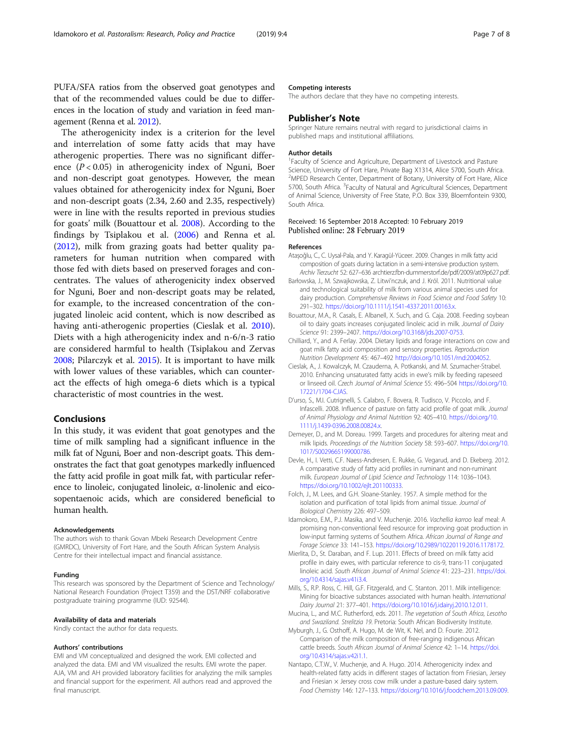PUFA/SFA ratios from the observed goat genotypes and that of the recommended values could be due to differences in the location of study and variation in feed management (Renna et al. 2012).

The atherogenicity index is a criterion for the level and interrelation of some fatty acids that may have atherogenic properties. There was no significant difference ($P < 0.05$) in atherogenicity index of Nguni, Boer and non-descript goat genotypes. However, the mean values obtained for atherogenicity index for Nguni, Boer and non-descript goats (2.34, 2.60 and 2.35, respectively) were in line with the results reported in previous studies for goats' milk (Bouattour et al. 2008). According to the findings by Tsiplakou et al. (2006) and Renna et al. (2012), milk from grazing goats had better quality parameters for human nutrition when compared with those fed with diets based on preserved forages and concentrates. The values of atherogenicity index observed for Nguni, Boer and non-descript goats may be related, for example, to the increased concentration of the conjugated linoleic acid content, which is now described as having anti-atherogenic properties (Cieslak et al. 2010). Diets with a high atherogenicity index and n-6/n-3 ratio are considered harmful to health (Tsiplakou and Zervas 2008; Pilarczyk et al. 2015). It is important to have milk with lower values of these variables, which can counteract the effects of high omega-6 diets which is a typical characteristic of most countries in the west.

## Conclusions

In this study, it was evident that goat genotypes and the time of milk sampling had a significant influence in the milk fat of Nguni, Boer and non-descript goats. This demonstrates the fact that goat genotypes markedly influenced the fatty acid profile in goat milk fat, with particular reference to linoleic, conjugated linoleic, α-linolenic and eicosopentaenoic acids, which are considered beneficial to human health.

#### Acknowledgements

The authors wish to thank Govan Mbeki Research Development Centre (GMRDC), University of Fort Hare, and the South African System Analysis Centre for their intellectual impact and financial assistance.

#### Funding

This research was sponsored by the Department of Science and Technology/National Research Foundation (Project T359) and the DST/NRF collaborative postgraduate training programme (IUD: 92544).

#### Availability of data and materials

Kindly contact the author for data requests.

#### Authors' contributions

EMI and VM conceptualized and designed the work. EMI collected and analyzed the data. EMI and VM visualized the results. EMI wrote the paper. AJA, VM and AH provided laboratory facilities for analyzing the milk samples and financial support for the experiment. All authors read and approved the final manuscript.

#### Competing interests

The authors declare that they have no competing interests.

## Publisher's Note

Springer Nature remains neutral with regard to jurisdictional claims in published maps and institutional affiliations.

#### Author details

[1]Faculty of Science and Agriculture, Department of Livestock and Pasture Science, University of Fort Hare, Private Bag X1314, Alice 5700, South Africa. [2]MPED Research Center, Department of Botany, University of Fort Hare, Alice 5700, South Africa. [3]Faculty of Natural and Agricultural Sciences, Department of Animal Science, University of Free State, P.O. Box 339, Bloemfontein 9300, South Africa.

Received: 16 September 2018 Accepted: 10 February 2019
Published online: 28 February 2019

#### References

Ataşoğlu, C., C. Uysal-Pala, and Y. Karagül-Yüceer. 2009. Changes in milk fatty acid composition of goats during lactation in a semi-intensive production system. *Archiv Tierzucht* 52: 627–636 archtierz.fbn-dummerstorf.de/pdf/2009/at09p627.pdf.

Barłowska, J., M. Szwajkowska, Z. Litwi'nczuk, and J. Król. 2011. Nutritional value and technological suitability of milk from various animal species used for dairy production. *Comprehensive Reviews in Food Science and Food Safety* 10: 291–302. https://doi.org/10.1111/j.1541-4337.2011.00163.x.

Bouattour, M.A., R. Casals, E. Albanell, X. Such, and G. Caja. 2008. Feeding soybean oil to dairy goats increases conjugated linoleic acid in milk. *Journal of Dairy Science* 91: 2399–2407. https://doi.org/10.3168/jds.2007-0753.

Chilliard, Y., and A. Ferlay. 2004. Dietary lipids and forage interactions on cow and goat milk fatty acid composition and sensory properties. *Reproduction Nutrition Development* 45: 467–492 http://doi.org/10.1051/rnd:2004052.

Cieslak, A., J. Kowalczyk, M. Czauderna, A. Potkanski, and M. Szumacher-Strabel. 2010. Enhancing unsaturated fatty acids in ewe's milk by feeding rapeseed or linseed oil. *Czech Journal of Animal Science* 55: 496–504 https://doi.org/10.17221/1704-CJAS.

D'urso, S., M.I. Cutrignelli, S. Calabro, F. Bovera, R. Tudisco, V. Piccolo, and F. Infascelli. 2008. Influence of pasture on fatty acid profile of goat milk. *Journal of Animal Physiology and Animal Nutrition* 92: 405–410. https://doi.org/10.1111/j.1439-0396.2008.00824.x.

Demeyer, D., and M. Doreau. 1999. Targets and procedures for altering meat and milk lipids. *Proceedings of the Nutrition Society* 58: 593–607. https://doi.org/10.1017/S0029665199000786.

Devle, H., I. Vetti, C.F. Naess-Andresen, E. Rukke, G. Vegarud, and D. Ekeberg. 2012. A comparative study of fatty acid profiles in ruminant and non-ruminant milk. *European Journal of Lipid Science and Technology* 114: 1036–1043. https://doi.org/10.1002/ejlt.201100333.

Folch, J., M. Lees, and G.H. Sloane-Stanley. 1957. A simple method for the isolation and purification of total lipids from animal tissue. *Journal of Biological Chemistry* 226: 497–509.

Idamokoro, E.M., P.J. Masika, and V. Muchenje. 2016. *Vachellia karroo* leaf meal: A promising non-conventional feed resource for improving goat production in low-input farming systems of Southern Africa. *African Journal of Range and Forage Science* 33: 141–153. https://doi.org/10.2989/10220119.2016.1178172.

Mierlita, D., St. Daraban, and F. Lup. 2011. Effects of breed on milk fatty acid profile in dairy ewes, with particular reference to cis-9, trans-11 conjugated linoleic acid. *South African Journal of Animal Science* 41: 223–231. https://doi.org/10.4314/sajas.v41i3.4.

Mills, S., R.P. Ross, C. Hill, G.F. Fitzgerald, and C. Stanton. 2011. Milk intelligence: Mining for bioactive substances associated with human health. *International Dairy Journal* 21: 377–401. https://doi.org/10.1016/j.idairyj.2010.12.011.

Mucina, L., and M.C. Rutherford, eds. 2011. *The vegetation of South Africa, Lesotho and Swaziland. Strelitzia 19*. Pretoria: South African Biodiversity Institute.

Myburgh, J., G. Osthoff, A. Hugo, M. de Wit, K. Nel, and D. Fourie. 2012. Comparison of the milk composition of free-ranging indigenous African cattle breeds. *South African Journal of Animal Science* 42: 1–14. https://doi.org/10.4314/sajas.v42i1.1.

Nantapo, C.T.W., V. Muchenje, and A. Hugo. 2014. Atherogenicity index and health-related fatty acids in different stages of lactation from Friesian, Jersey and Friesian × Jersey cross cow milk under a pasture-based dairy system. *Food Chemistry* 146: 127–133. https://doi.org/10.1016/j.foodchem.2013.09.009.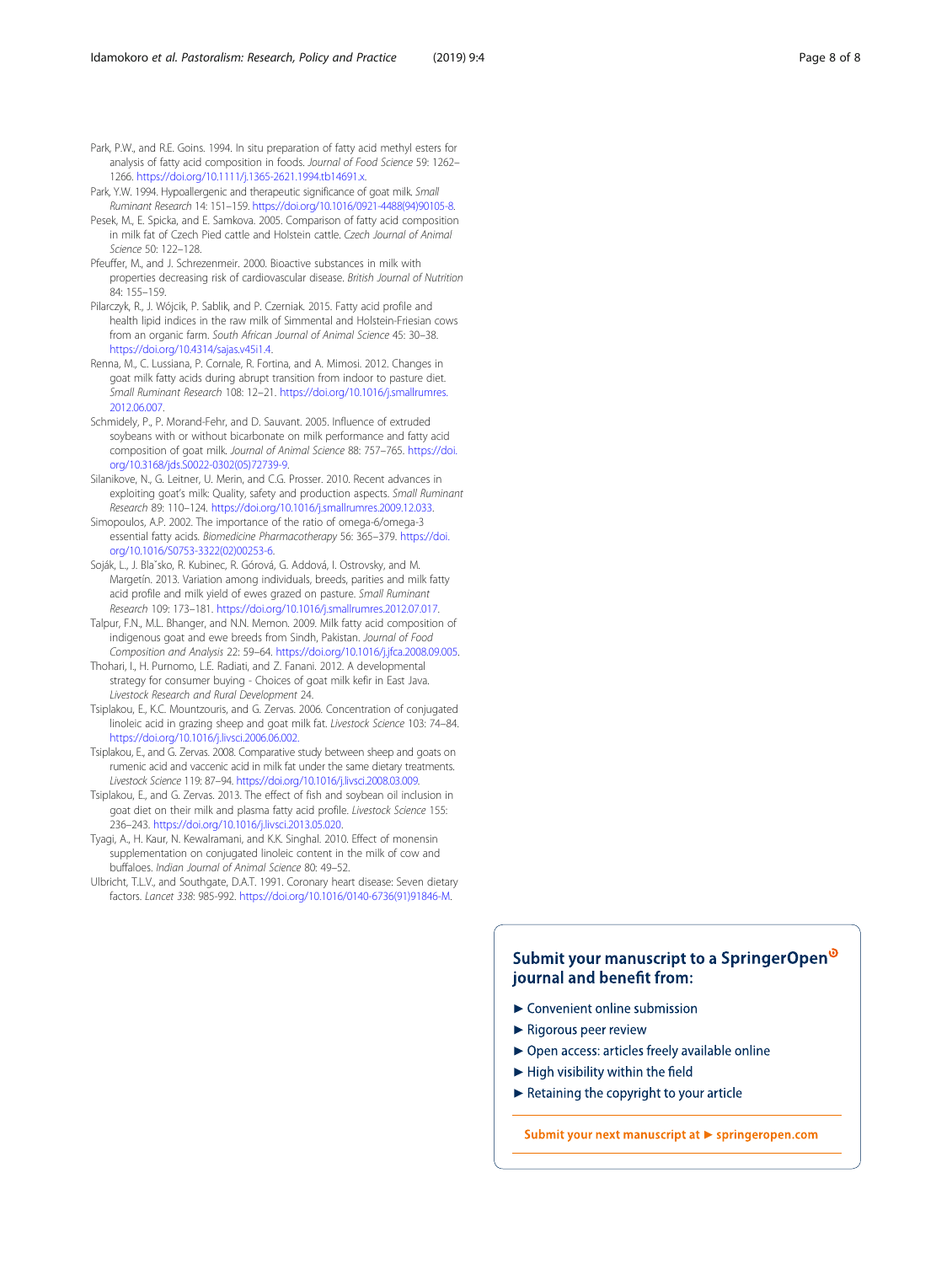Park, P.W., and R.E. Goins. 1994. In situ preparation of fatty acid methyl esters for analysis of fatty acid composition in foods. *Journal of Food Science* 59: 1262–1266. https://doi.org/10.1111/j.1365-2621.1994.tb14691.x.

Park, Y.W. 1994. Hypoallergenic and therapeutic significance of goat milk. *Small Ruminant Research* 14: 151–159. https://doi.org/10.1016/0921-4488(94)90105-8.

Pesek, M., E. Spicka, and E. Samkova. 2005. Comparison of fatty acid composition in milk fat of Czech Pied cattle and Holstein cattle. *Czech Journal of Animal Science* 50: 122–128.

Pfeuffer, M., and J. Schrezenmeir. 2000. Bioactive substances in milk with properties decreasing risk of cardiovascular disease. *British Journal of Nutrition* 84: 155–159.

Pilarczyk, R., J. Wójcik, P. Sablik, and P. Czerniak. 2015. Fatty acid profile and health lipid indices in the raw milk of Simmental and Holstein-Friesian cows from an organic farm. *South African Journal of Animal Science* 45: 30–38. https://doi.org/10.4314/sajas.v45i1.4.

Renna, M., C. Lussiana, P. Cornale, R. Fortina, and A. Mimosi. 2012. Changes in goat milk fatty acids during abrupt transition from indoor to pasture diet. *Small Ruminant Research* 108: 12–21. https://doi.org/10.1016/j.smallrumres.2012.06.007.

Schmidely, P., P. Morand-Fehr, and D. Sauvant. 2005. Influence of extruded soybeans with or without bicarbonate on milk performance and fatty acid composition of goat milk. *Journal of Animal Science* 88: 757–765. https://doi.org/10.3168/jds.S0022-0302(05)72739-9.

Silanikove, N., G. Leitner, U. Merin, and C.G. Prosser. 2010. Recent advances in exploiting goat's milk: Quality, safety and production aspects. *Small Ruminant Research* 89: 110–124. https://doi.org/10.1016/j.smallrumres.2009.12.033.

Simopoulos, A.P. 2002. The importance of the ratio of omega-6/omega-3 essential fatty acids. *Biomedicine Pharmacotherapy* 56: 365–379. https://doi.org/10.1016/S0753-3322(02)00253-6.

Soják, L., J. Blaˇsko, R. Kubinec, R. Górová, G. Addová, I. Ostrovsky, and M. Margetín. 2013. Variation among individuals, breeds, parities and milk fatty acid profile and milk yield of ewes grazed on pasture. *Small Ruminant Research* 109: 173–181. https://doi.org/10.1016/j.smallrumres.2012.07.017.

Talpur, F.N., M.L. Bhanger, and N.N. Memon. 2009. Milk fatty acid composition of indigenous goat and ewe breeds from Sindh, Pakistan. *Journal of Food Composition and Analysis* 22: 59–64. https://doi.org/10.1016/j.jfca.2008.09.005.

Thohari, I., H. Purnomo, L.E. Radiati, and Z. Fanani. 2012. A developmental strategy for consumer buying - Choices of goat milk kefir in East Java. *Livestock Research and Rural Development* 24.

Tsiplakou, E., K.C. Mountzouris, and G. Zervas. 2006. Concentration of conjugated linoleic acid in grazing sheep and goat milk fat. *Livestock Science* 103: 74–84. https://doi.org/10.1016/j.livsci.2006.06.002.

Tsiplakou, E., and G. Zervas. 2008. Comparative study between sheep and goats on rumenic acid and vaccenic acid in milk fat under the same dietary treatments. *Livestock Science* 119: 87–94. https://doi.org/10.1016/j.livsci.2008.03.009.

Tsiplakou, E., and G. Zervas. 2013. The effect of fish and soybean oil inclusion in goat diet on their milk and plasma fatty acid profile. *Livestock Science* 155: 236–243. https://doi.org/10.1016/j.livsci.2013.05.020.

Tyagi, A., H. Kaur, N. Kewalramani, and K.K. Singhal. 2010. Effect of monensin supplementation on conjugated linoleic content in the milk of cow and buffaloes. *Indian Journal of Animal Science* 80: 49–52.

Ulbricht, T.L.V., and Southgate, D.A.T. 1991. Coronary heart disease: Seven dietary factors. *Lancet 338*: 985-992. https://doi.org/10.1016/0140-6736(91)91846-M.

**Submit your manuscript to a SpringerOpen journal and benefit from:**

- ► Convenient online submission
- ► Rigorous peer review
- ► Open access: articles freely available online
- ► High visibility within the field
- ► Retaining the copyright to your article

**Submit your next manuscript at ► springeropen.com**